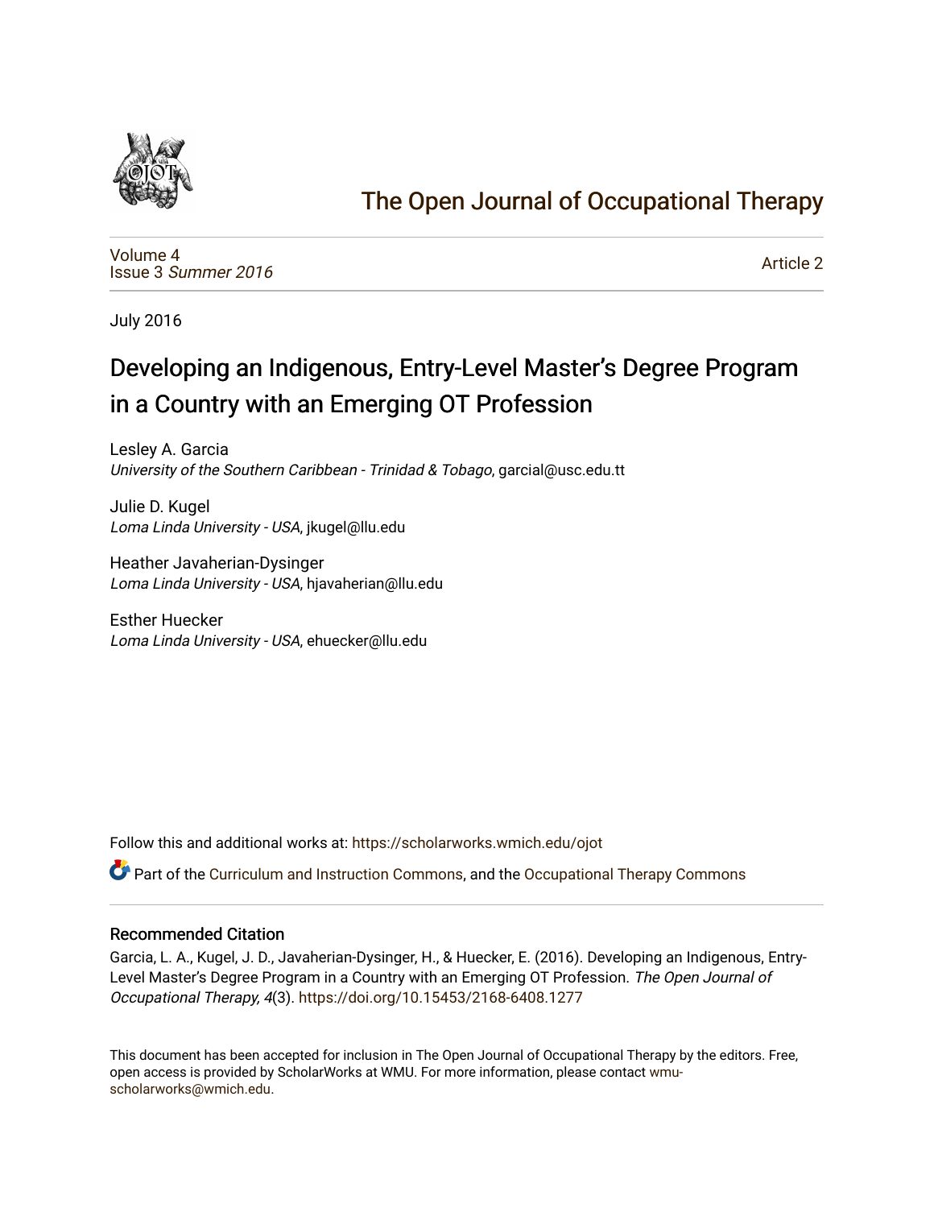# The Open Journal of Occupational Therapy

Volume 4
Issue 3 *Summer 2016*

Article 2

July 2016

## Developing an Indigenous, Entry-Level Master's Degree Program in a Country with an Emerging OT Profession

Lesley A. Garcia
*University of the Southern Caribbean - Trinidad & Tobago*, garcial@usc.edu.tt

Julie D. Kugel
*Loma Linda University - USA*, jkugel@llu.edu

Heather Javaherian-Dysinger
*Loma Linda University - USA*, hjavaherian@llu.edu

Esther Huecker
*Loma Linda University - USA*, ehuecker@llu.edu

Follow this and additional works at: https://scholarworks.wmich.edu/ojot

Part of the Curriculum and Instruction Commons, and the Occupational Therapy Commons

### Recommended Citation

Garcia, L. A., Kugel, J. D., Javaherian-Dysinger, H., & Huecker, E. (2016). Developing an Indigenous, Entry-Level Master's Degree Program in a Country with an Emerging OT Profession. *The Open Journal of Occupational Therapy, 4*(3). https://doi.org/10.15453/2168-6408.1277

This document has been accepted for inclusion in The Open Journal of Occupational Therapy by the editors. Free, open access is provided by ScholarWorks at WMU. For more information, please contact wmu-scholarworks@wmich.edu.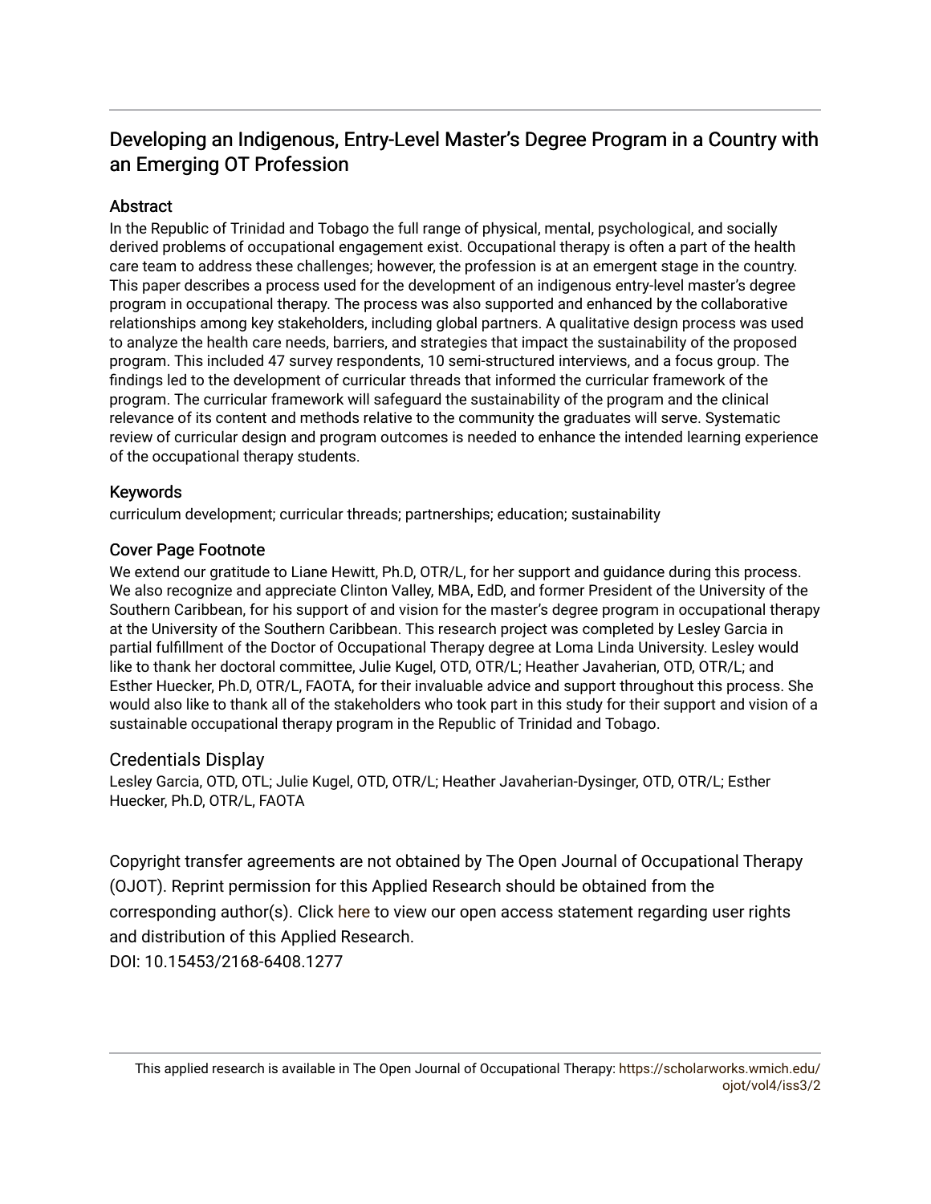# Developing an Indigenous, Entry-Level Master's Degree Program in a Country with an Emerging OT Profession

## Abstract

In the Republic of Trinidad and Tobago the full range of physical, mental, psychological, and socially derived problems of occupational engagement exist. Occupational therapy is often a part of the health care team to address these challenges; however, the profession is at an emergent stage in the country. This paper describes a process used for the development of an indigenous entry-level master's degree program in occupational therapy. The process was also supported and enhanced by the collaborative relationships among key stakeholders, including global partners. A qualitative design process was used to analyze the health care needs, barriers, and strategies that impact the sustainability of the proposed program. This included 47 survey respondents, 10 semi-structured interviews, and a focus group. The findings led to the development of curricular threads that informed the curricular framework of the program. The curricular framework will safeguard the sustainability of the program and the clinical relevance of its content and methods relative to the community the graduates will serve. Systematic review of curricular design and program outcomes is needed to enhance the intended learning experience of the occupational therapy students.

## Keywords

curriculum development; curricular threads; partnerships; education; sustainability

## Cover Page Footnote

We extend our gratitude to Liane Hewitt, Ph.D, OTR/L, for her support and guidance during this process. We also recognize and appreciate Clinton Valley, MBA, EdD, and former President of the University of the Southern Caribbean, for his support of and vision for the master's degree program in occupational therapy at the University of the Southern Caribbean. This research project was completed by Lesley Garcia in partial fulfillment of the Doctor of Occupational Therapy degree at Loma Linda University. Lesley would like to thank her doctoral committee, Julie Kugel, OTD, OTR/L; Heather Javaherian, OTD, OTR/L; and Esther Huecker, Ph.D, OTR/L, FAOTA, for their invaluable advice and support throughout this process. She would also like to thank all of the stakeholders who took part in this study for their support and vision of a sustainable occupational therapy program in the Republic of Trinidad and Tobago.

## Credentials Display

Lesley Garcia, OTD, OTL; Julie Kugel, OTD, OTR/L; Heather Javaherian-Dysinger, OTD, OTR/L; Esther Huecker, Ph.D, OTR/L, FAOTA

Copyright transfer agreements are not obtained by The Open Journal of Occupational Therapy (OJOT). Reprint permission for this Applied Research should be obtained from the corresponding author(s). Click here to view our open access statement regarding user rights and distribution of this Applied Research.

DOI: 10.15453/2168-6408.1277

This applied research is available in The Open Journal of Occupational Therapy: https://scholarworks.wmich.edu/ojot/vol4/iss3/2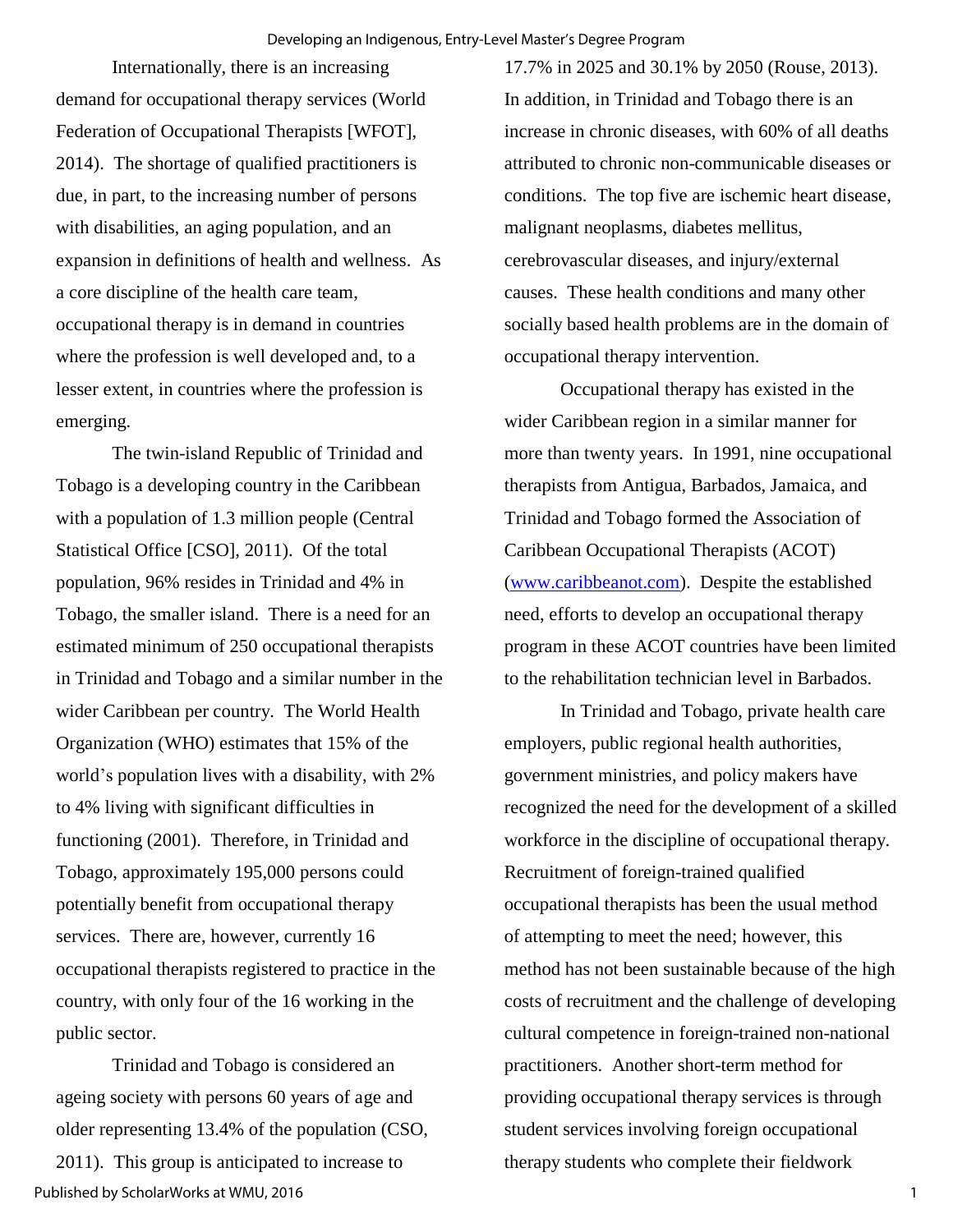Internationally, there is an increasing demand for occupational therapy services (World Federation of Occupational Therapists [WFOT], 2014). The shortage of qualified practitioners is due, in part, to the increasing number of persons with disabilities, an aging population, and an expansion in definitions of health and wellness. As a core discipline of the health care team, occupational therapy is in demand in countries where the profession is well developed and, to a lesser extent, in countries where the profession is emerging.

The twin-island Republic of Trinidad and Tobago is a developing country in the Caribbean with a population of 1.3 million people (Central Statistical Office [CSO], 2011). Of the total population, 96% resides in Trinidad and 4% in Tobago, the smaller island. There is a need for an estimated minimum of 250 occupational therapists in Trinidad and Tobago and a similar number in the wider Caribbean per country. The World Health Organization (WHO) estimates that 15% of the world's population lives with a disability, with 2% to 4% living with significant difficulties in functioning (2001). Therefore, in Trinidad and Tobago, approximately 195,000 persons could potentially benefit from occupational therapy services. There are, however, currently 16 occupational therapists registered to practice in the country, with only four of the 16 working in the public sector.

Trinidad and Tobago is considered an ageing society with persons 60 years of age and older representing 13.4% of the population (CSO, 2011). This group is anticipated to increase to 17.7% in 2025 and 30.1% by 2050 (Rouse, 2013). In addition, in Trinidad and Tobago there is an increase in chronic diseases, with 60% of all deaths attributed to chronic non-communicable diseases or conditions. The top five are ischemic heart disease, malignant neoplasms, diabetes mellitus, cerebrovascular diseases, and injury/external causes. These health conditions and many other socially based health problems are in the domain of occupational therapy intervention.

Occupational therapy has existed in the wider Caribbean region in a similar manner for more than twenty years. In 1991, nine occupational therapists from Antigua, Barbados, Jamaica, and Trinidad and Tobago formed the Association of Caribbean Occupational Therapists (ACOT) (www.caribbeanot.com). Despite the established need, efforts to develop an occupational therapy program in these ACOT countries have been limited to the rehabilitation technician level in Barbados.

In Trinidad and Tobago, private health care employers, public regional health authorities, government ministries, and policy makers have recognized the need for the development of a skilled workforce in the discipline of occupational therapy. Recruitment of foreign-trained qualified occupational therapists has been the usual method of attempting to meet the need; however, this method has not been sustainable because of the high costs of recruitment and the challenge of developing cultural competence in foreign-trained non-national practitioners. Another short-term method for providing occupational therapy services is through student services involving foreign occupational therapy students who complete their fieldwork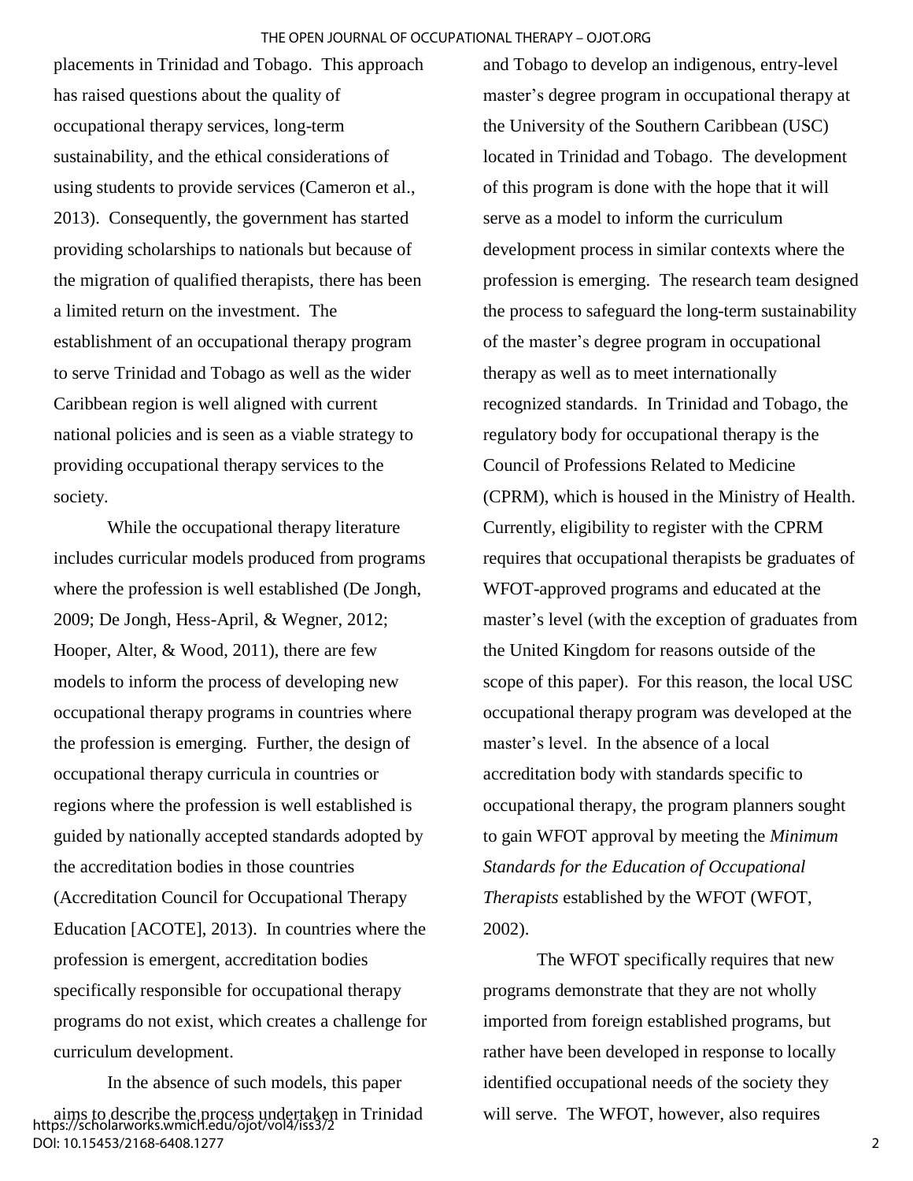placements in Trinidad and Tobago. This approach has raised questions about the quality of occupational therapy services, long-term sustainability, and the ethical considerations of using students to provide services (Cameron et al., 2013). Consequently, the government has started providing scholarships to nationals but because of the migration of qualified therapists, there has been a limited return on the investment. The establishment of an occupational therapy program to serve Trinidad and Tobago as well as the wider Caribbean region is well aligned with current national policies and is seen as a viable strategy to providing occupational therapy services to the society.

While the occupational therapy literature includes curricular models produced from programs where the profession is well established (De Jongh, 2009; De Jongh, Hess-April, & Wegner, 2012; Hooper, Alter, & Wood, 2011), there are few models to inform the process of developing new occupational therapy programs in countries where the profession is emerging. Further, the design of occupational therapy curricula in countries or regions where the profession is well established is guided by nationally accepted standards adopted by the accreditation bodies in those countries (Accreditation Council for Occupational Therapy Education [ACOTE], 2013). In countries where the profession is emergent, accreditation bodies specifically responsible for occupational therapy programs do not exist, which creates a challenge for curriculum development.

In the absence of such models, this paper aims to describe the process undertaken in Trinidad and Tobago to develop an indigenous, entry-level master's degree program in occupational therapy at the University of the Southern Caribbean (USC) located in Trinidad and Tobago. The development of this program is done with the hope that it will serve as a model to inform the curriculum development process in similar contexts where the profession is emerging. The research team designed the process to safeguard the long-term sustainability of the master's degree program in occupational therapy as well as to meet internationally recognized standards. In Trinidad and Tobago, the regulatory body for occupational therapy is the Council of Professions Related to Medicine (CPRM), which is housed in the Ministry of Health. Currently, eligibility to register with the CPRM requires that occupational therapists be graduates of WFOT-approved programs and educated at the master's level (with the exception of graduates from the United Kingdom for reasons outside of the scope of this paper). For this reason, the local USC occupational therapy program was developed at the master's level. In the absence of a local accreditation body with standards specific to occupational therapy, the program planners sought to gain WFOT approval by meeting the *Minimum Standards for the Education of Occupational Therapists* established by the WFOT (WFOT, 2002).

The WFOT specifically requires that new programs demonstrate that they are not wholly imported from foreign established programs, but rather have been developed in response to locally identified occupational needs of the society they will serve. The WFOT, however, also requires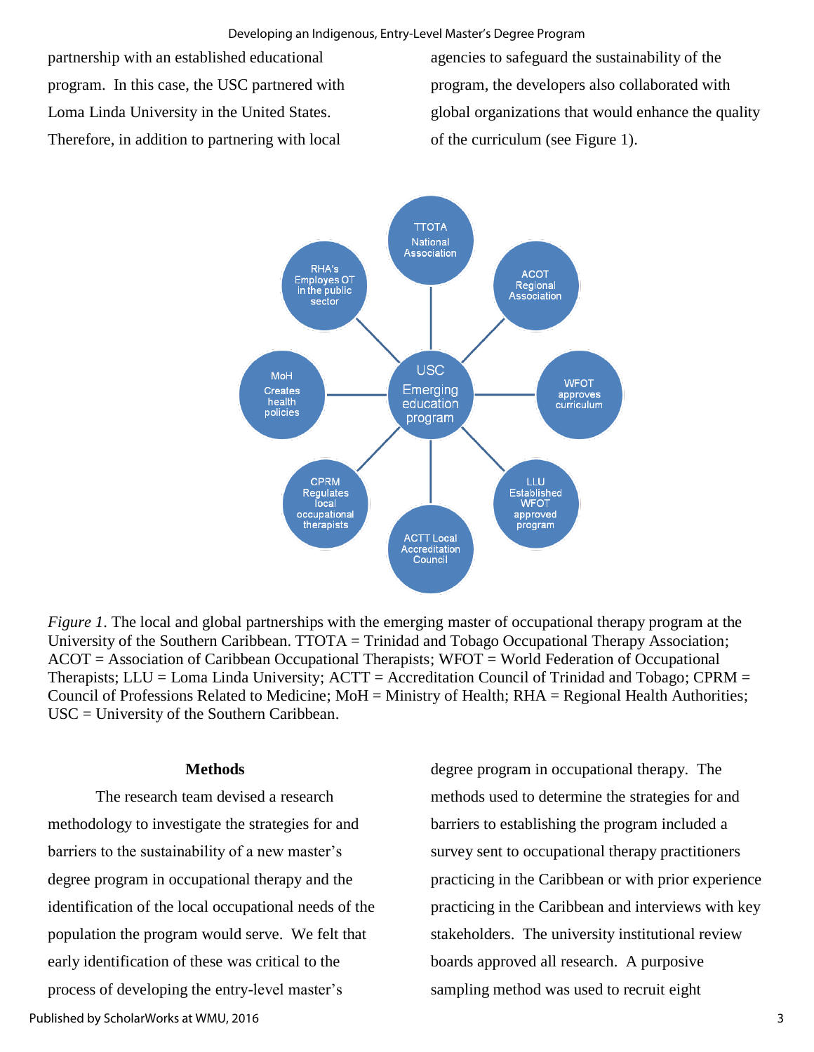partnership with an established educational program. In this case, the USC partnered with Loma Linda University in the United States. Therefore, in addition to partnering with local agencies to safeguard the sustainability of the program, the developers also collaborated with global organizations that would enhance the quality of the curriculum (see Figure 1).

USC
Emerging education program

TTOTA
National Association

ACOT
Regional Association

WFOT
approves curriculum

LLU
Established WFOT approved program

ACTT Local Accreditation Council

CPRM
Regulates local occupational therapists

MoH
Creates health policies

RHA's
Employes OT in the public sector

*Figure 1*. The local and global partnerships with the emerging master of occupational therapy program at the University of the Southern Caribbean. TTOTA = Trinidad and Tobago Occupational Therapy Association; ACOT = Association of Caribbean Occupational Therapists; WFOT = World Federation of Occupational Therapists; LLU = Loma Linda University; ACTT = Accreditation Council of Trinidad and Tobago; CPRM = Council of Professions Related to Medicine; MoH = Ministry of Health; RHA = Regional Health Authorities; USC = University of the Southern Caribbean.

## Methods

The research team devised a research methodology to investigate the strategies for and barriers to the sustainability of a new master's degree program in occupational therapy and the identification of the local occupational needs of the population the program would serve. We felt that early identification of these was critical to the process of developing the entry-level master's degree program in occupational therapy. The methods used to determine the strategies for and barriers to establishing the program included a survey sent to occupational therapy practitioners practicing in the Caribbean or with prior experience practicing in the Caribbean and interviews with key stakeholders. The university institutional review boards approved all research. A purposive sampling method was used to recruit eight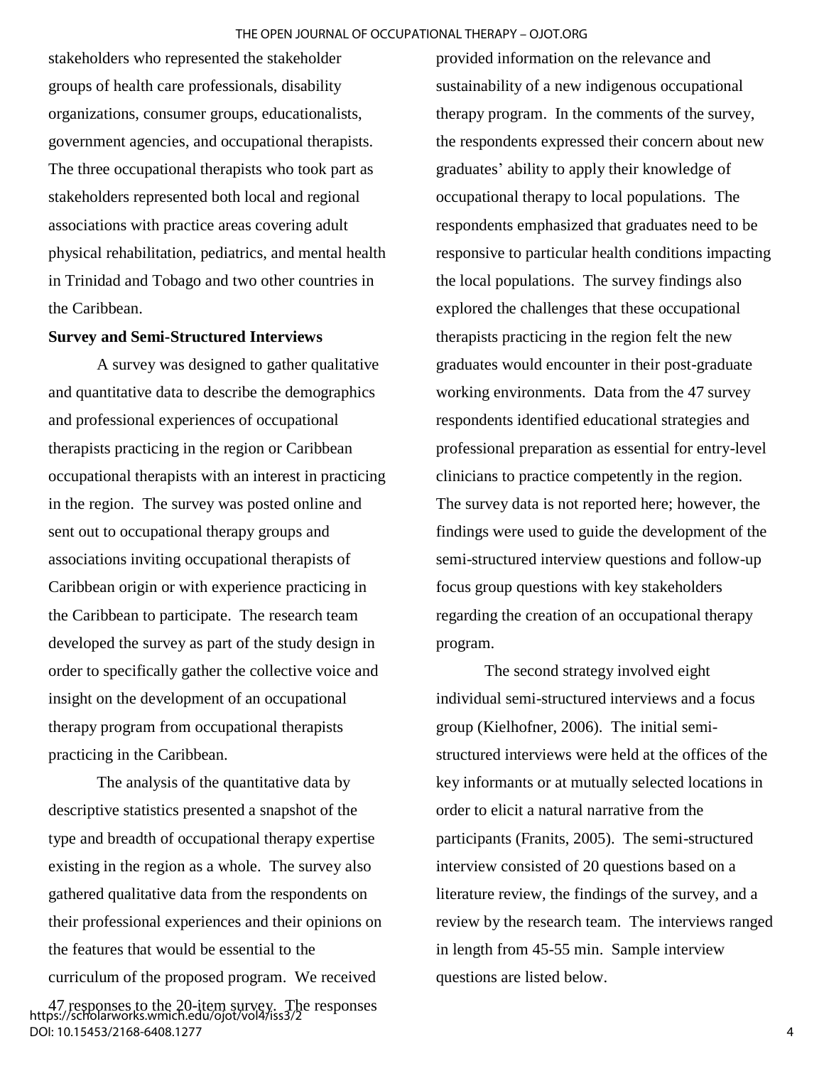stakeholders who represented the stakeholder groups of health care professionals, disability organizations, consumer groups, educationalists, government agencies, and occupational therapists. The three occupational therapists who took part as stakeholders represented both local and regional associations with practice areas covering adult physical rehabilitation, pediatrics, and mental health in Trinidad and Tobago and two other countries in the Caribbean.

**Survey and Semi-Structured Interviews**

A survey was designed to gather qualitative and quantitative data to describe the demographics and professional experiences of occupational therapists practicing in the region or Caribbean occupational therapists with an interest in practicing in the region. The survey was posted online and sent out to occupational therapy groups and associations inviting occupational therapists of Caribbean origin or with experience practicing in the Caribbean to participate. The research team developed the survey as part of the study design in order to specifically gather the collective voice and insight on the development of an occupational therapy program from occupational therapists practicing in the Caribbean.

The analysis of the quantitative data by descriptive statistics presented a snapshot of the type and breadth of occupational therapy expertise existing in the region as a whole. The survey also gathered qualitative data from the respondents on their professional experiences and their opinions on the features that would be essential to the curriculum of the proposed program. We received 47 responses to the 20-item survey. The responses provided information on the relevance and sustainability of a new indigenous occupational therapy program. In the comments of the survey, the respondents expressed their concern about new graduates' ability to apply their knowledge of occupational therapy to local populations. The respondents emphasized that graduates need to be responsive to particular health conditions impacting the local populations. The survey findings also explored the challenges that these occupational therapists practicing in the region felt the new graduates would encounter in their post-graduate working environments. Data from the 47 survey respondents identified educational strategies and professional preparation as essential for entry-level clinicians to practice competently in the region. The survey data is not reported here; however, the findings were used to guide the development of the semi-structured interview questions and follow-up focus group questions with key stakeholders regarding the creation of an occupational therapy program.

The second strategy involved eight individual semi-structured interviews and a focus group (Kielhofner, 2006). The initial semi-structured interviews were held at the offices of the key informants or at mutually selected locations in order to elicit a natural narrative from the participants (Franits, 2005). The semi-structured interview consisted of 20 questions based on a literature review, the findings of the survey, and a review by the research team. The interviews ranged in length from 45-55 min. Sample interview questions are listed below.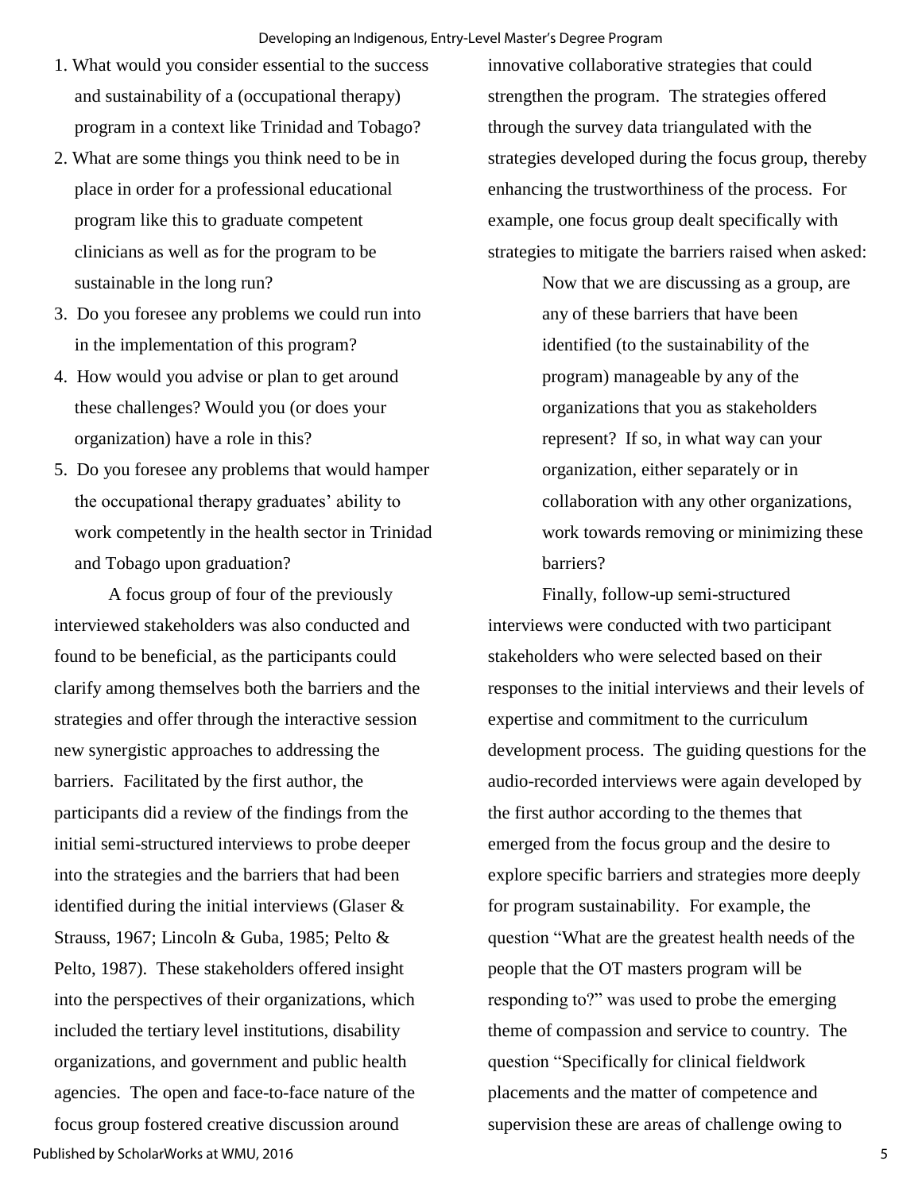1. What would you consider essential to the success and sustainability of a (occupational therapy) program in a context like Trinidad and Tobago?
2. What are some things you think need to be in place in order for a professional educational program like this to graduate competent clinicians as well as for the program to be sustainable in the long run?
3. Do you foresee any problems we could run into in the implementation of this program?
4. How would you advise or plan to get around these challenges? Would you (or does your organization) have a role in this?
5. Do you foresee any problems that would hamper the occupational therapy graduates' ability to work competently in the health sector in Trinidad and Tobago upon graduation?

A focus group of four of the previously interviewed stakeholders was also conducted and found to be beneficial, as the participants could clarify among themselves both the barriers and the strategies and offer through the interactive session new synergistic approaches to addressing the barriers. Facilitated by the first author, the participants did a review of the findings from the initial semi-structured interviews to probe deeper into the strategies and the barriers that had been identified during the initial interviews (Glaser & Strauss, 1967; Lincoln & Guba, 1985; Pelto & Pelto, 1987). These stakeholders offered insight into the perspectives of their organizations, which included the tertiary level institutions, disability organizations, and government and public health agencies. The open and face-to-face nature of the focus group fostered creative discussion around innovative collaborative strategies that could strengthen the program. The strategies offered through the survey data triangulated with the strategies developed during the focus group, thereby enhancing the trustworthiness of the process. For example, one focus group dealt specifically with strategies to mitigate the barriers raised when asked:

> Now that we are discussing as a group, are any of these barriers that have been identified (to the sustainability of the program) manageable by any of the organizations that you as stakeholders represent? If so, in what way can your organization, either separately or in collaboration with any other organizations, work towards removing or minimizing these barriers?

Finally, follow-up semi-structured interviews were conducted with two participant stakeholders who were selected based on their responses to the initial interviews and their levels of expertise and commitment to the curriculum development process. The guiding questions for the audio-recorded interviews were again developed by the first author according to the themes that emerged from the focus group and the desire to explore specific barriers and strategies more deeply for program sustainability. For example, the question "What are the greatest health needs of the people that the OT masters program will be responding to?" was used to probe the emerging theme of compassion and service to country. The question "Specifically for clinical fieldwork placements and the matter of competence and supervision these are areas of challenge owing to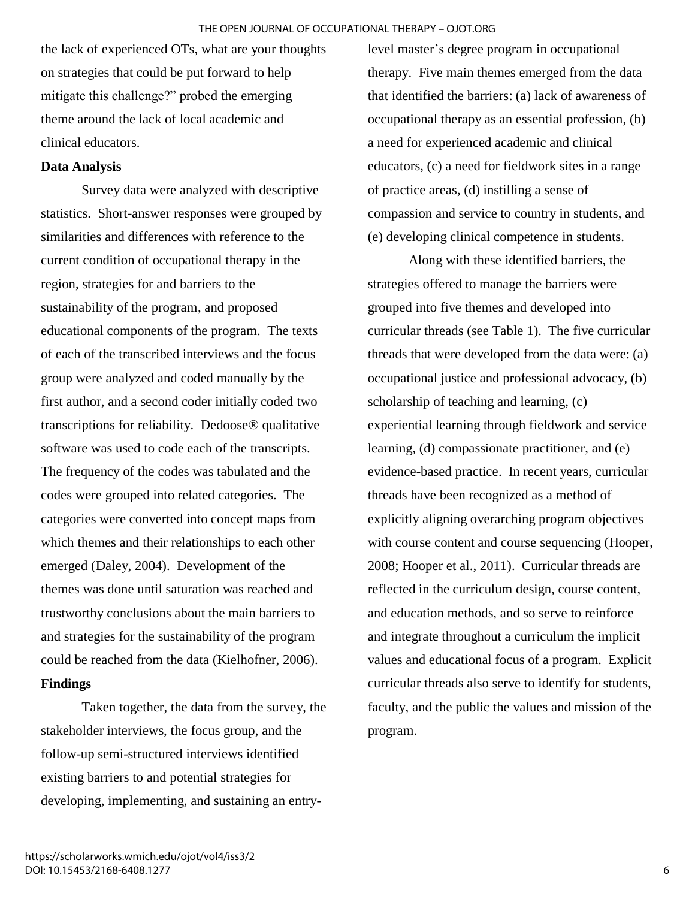the lack of experienced OTs, what are your thoughts on strategies that could be put forward to help mitigate this challenge?" probed the emerging theme around the lack of local academic and clinical educators.

**Data Analysis**

Survey data were analyzed with descriptive statistics. Short-answer responses were grouped by similarities and differences with reference to the current condition of occupational therapy in the region, strategies for and barriers to the sustainability of the program, and proposed educational components of the program. The texts of each of the transcribed interviews and the focus group were analyzed and coded manually by the first author, and a second coder initially coded two transcriptions for reliability. Dedoose® qualitative software was used to code each of the transcripts. The frequency of the codes was tabulated and the codes were grouped into related categories. The categories were converted into concept maps from which themes and their relationships to each other emerged (Daley, 2004). Development of the themes was done until saturation was reached and trustworthy conclusions about the main barriers to and strategies for the sustainability of the program could be reached from the data (Kielhofner, 2006).

**Findings**

Taken together, the data from the survey, the stakeholder interviews, the focus group, and the follow-up semi-structured interviews identified existing barriers to and potential strategies for developing, implementing, and sustaining an entry-level master's degree program in occupational therapy. Five main themes emerged from the data that identified the barriers: (a) lack of awareness of occupational therapy as an essential profession, (b) a need for experienced academic and clinical educators, (c) a need for fieldwork sites in a range of practice areas, (d) instilling a sense of compassion and service to country in students, and (e) developing clinical competence in students.

Along with these identified barriers, the strategies offered to manage the barriers were grouped into five themes and developed into curricular threads (see Table 1). The five curricular threads that were developed from the data were: (a) occupational justice and professional advocacy, (b) scholarship of teaching and learning, (c) experiential learning through fieldwork and service learning, (d) compassionate practitioner, and (e) evidence-based practice. In recent years, curricular threads have been recognized as a method of explicitly aligning overarching program objectives with course content and course sequencing (Hooper, 2008; Hooper et al., 2011). Curricular threads are reflected in the curriculum design, course content, and education methods, and so serve to reinforce and integrate throughout a curriculum the implicit values and educational focus of a program. Explicit curricular threads also serve to identify for students, faculty, and the public the values and mission of the program.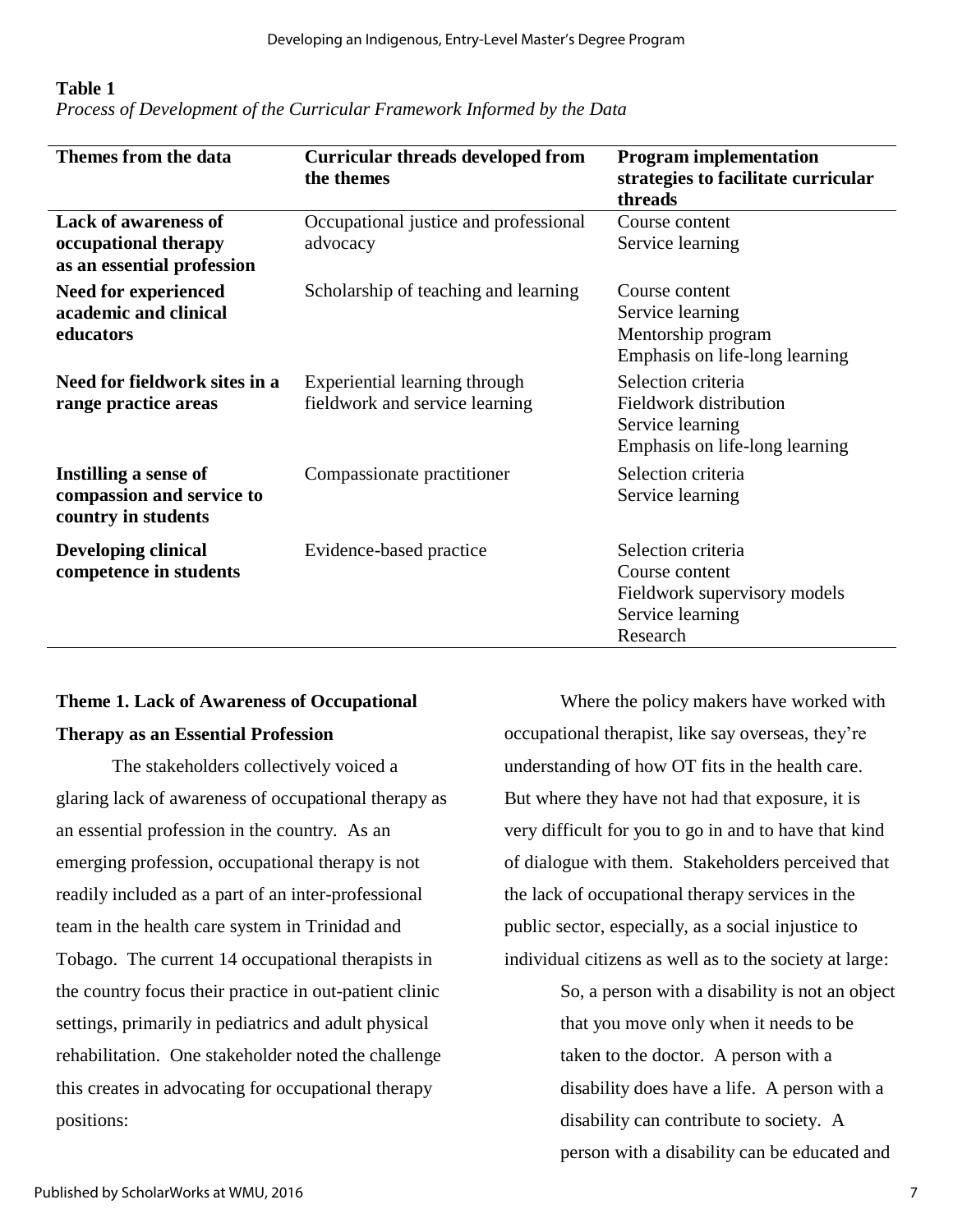**Table 1**

*Process of Development of the Curricular Framework Informed by the Data*

| Themes from the data | Curricular threads developed from the themes | Program implementation strategies to facilitate curricular threads |
|---|---|---|
| **Lack of awareness of occupational therapy as an essential profession** | Occupational justice and professional advocacy | Course content<br>Service learning |
| **Need for experienced academic and clinical educators** | Scholarship of teaching and learning | Course content<br>Service learning<br>Mentorship program<br>Emphasis on life-long learning |
| **Need for fieldwork sites in a range practice areas** | Experiential learning through fieldwork and service learning | Selection criteria<br>Fieldwork distribution<br>Service learning<br>Emphasis on life-long learning |
| **Instilling a sense of compassion and service to country in students** | Compassionate practitioner | Selection criteria<br>Service learning |
| **Developing clinical competence in students** | Evidence-based practice | Selection criteria<br>Course content<br>Fieldwork supervisory models<br>Service learning<br>Research |

### Theme 1. Lack of Awareness of Occupational Therapy as an Essential Profession

The stakeholders collectively voiced a glaring lack of awareness of occupational therapy as an essential profession in the country. As an emerging profession, occupational therapy is not readily included as a part of an inter-professional team in the health care system in Trinidad and Tobago. The current 14 occupational therapists in the country focus their practice in out-patient clinic settings, primarily in pediatrics and adult physical rehabilitation. One stakeholder noted the challenge this creates in advocating for occupational therapy positions:

> Where the policy makers have worked with occupational therapist, like say overseas, they're understanding of how OT fits in the health care. But where they have not had that exposure, it is very difficult for you to go in and to have that kind of dialogue with them.

Stakeholders perceived that the lack of occupational therapy services in the public sector, especially, as a social injustice to individual citizens as well as to the society at large:

> So, a person with a disability is not an object that you move only when it needs to be taken to the doctor. A person with a disability does have a life. A person with a disability can contribute to society. A person with a disability can be educated and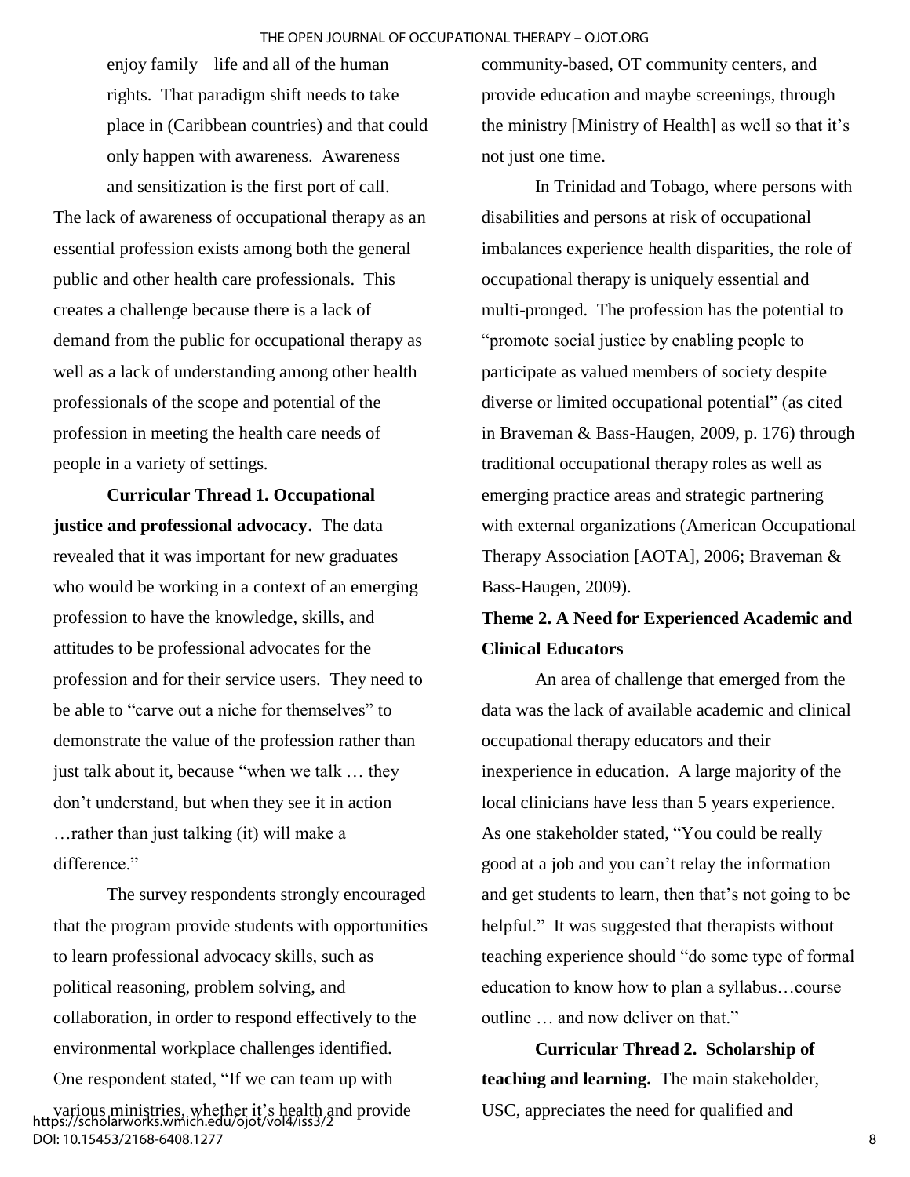enjoy family life and all of the human rights. That paradigm shift needs to take place in (Caribbean countries) and that could only happen with awareness. Awareness and sensitization is the first port of call.

The lack of awareness of occupational therapy as an essential profession exists among both the general public and other health care professionals. This creates a challenge because there is a lack of demand from the public for occupational therapy as well as a lack of understanding among other health professionals of the scope and potential of the profession in meeting the health care needs of people in a variety of settings.

**Curricular Thread 1. Occupational justice and professional advocacy.** The data revealed that it was important for new graduates who would be working in a context of an emerging profession to have the knowledge, skills, and attitudes to be professional advocates for the profession and for their service users. They need to be able to "carve out a niche for themselves" to demonstrate the value of the profession rather than just talk about it, because "when we talk … they don't understand, but when they see it in action …rather than just talking (it) will make a difference."

The survey respondents strongly encouraged that the program provide students with opportunities to learn professional advocacy skills, such as political reasoning, problem solving, and collaboration, in order to respond effectively to the environmental workplace challenges identified. One respondent stated, "If we can team up with various ministries, whether it's health and provide community-based, OT community centers, and provide education and maybe screenings, through the ministry [Ministry of Health] as well so that it's not just one time.

In Trinidad and Tobago, where persons with disabilities and persons at risk of occupational imbalances experience health disparities, the role of occupational therapy is uniquely essential and multi-pronged. The profession has the potential to "promote social justice by enabling people to participate as valued members of society despite diverse or limited occupational potential" (as cited in Braveman & Bass-Haugen, 2009, p. 176) through traditional occupational therapy roles as well as emerging practice areas and strategic partnering with external organizations (American Occupational Therapy Association [AOTA], 2006; Braveman & Bass-Haugen, 2009).

### Theme 2. A Need for Experienced Academic and Clinical Educators

An area of challenge that emerged from the data was the lack of available academic and clinical occupational therapy educators and their inexperience in education. A large majority of the local clinicians have less than 5 years experience. As one stakeholder stated, "You could be really good at a job and you can't relay the information and get students to learn, then that's not going to be helpful." It was suggested that therapists without teaching experience should "do some type of formal education to know how to plan a syllabus…course outline … and now deliver on that."

**Curricular Thread 2. Scholarship of teaching and learning.** The main stakeholder, USC, appreciates the need for qualified and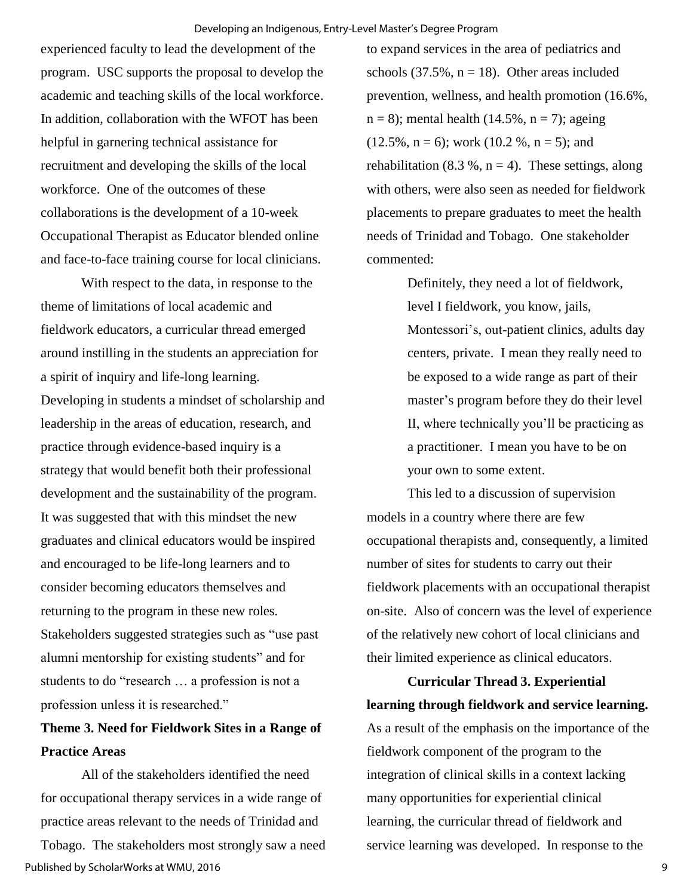experienced faculty to lead the development of the program. USC supports the proposal to develop the academic and teaching skills of the local workforce. In addition, collaboration with the WFOT has been helpful in garnering technical assistance for recruitment and developing the skills of the local workforce. One of the outcomes of these collaborations is the development of a 10-week Occupational Therapist as Educator blended online and face-to-face training course for local clinicians.

With respect to the data, in response to the theme of limitations of local academic and fieldwork educators, a curricular thread emerged around instilling in the students an appreciation for a spirit of inquiry and life-long learning. Developing in students a mindset of scholarship and leadership in the areas of education, research, and practice through evidence-based inquiry is a strategy that would benefit both their professional development and the sustainability of the program. It was suggested that with this mindset the new graduates and clinical educators would be inspired and encouraged to be life-long learners and to consider becoming educators themselves and returning to the program in these new roles. Stakeholders suggested strategies such as "use past alumni mentorship for existing students" and for students to do "research … a profession is not a profession unless it is researched."

### Theme 3. Need for Fieldwork Sites in a Range of Practice Areas

All of the stakeholders identified the need for occupational therapy services in a wide range of practice areas relevant to the needs of Trinidad and Tobago. The stakeholders most strongly saw a need to expand services in the area of pediatrics and schools (37.5%, n = 18). Other areas included prevention, wellness, and health promotion (16.6%, n = 8); mental health (14.5%, n = 7); ageing (12.5%, n = 6); work (10.2 %, n = 5); and rehabilitation (8.3 %, n = 4). These settings, along with others, were also seen as needed for fieldwork placements to prepare graduates to meet the health needs of Trinidad and Tobago. One stakeholder commented:

> Definitely, they need a lot of fieldwork, level I fieldwork, you know, jails, Montessori's, out-patient clinics, adults day centers, private. I mean they really need to be exposed to a wide range as part of their master's program before they do their level II, where technically you'll be practicing as a practitioner. I mean you have to be on your own to some extent.

This led to a discussion of supervision models in a country where there are few occupational therapists and, consequently, a limited number of sites for students to carry out their fieldwork placements with an occupational therapist on-site. Also of concern was the level of experience of the relatively new cohort of local clinicians and their limited experience as clinical educators.

**Curricular Thread 3. Experiential learning through fieldwork and service learning.** As a result of the emphasis on the importance of the fieldwork component of the program to the integration of clinical skills in a context lacking many opportunities for experiential clinical learning, the curricular thread of fieldwork and service learning was developed. In response to the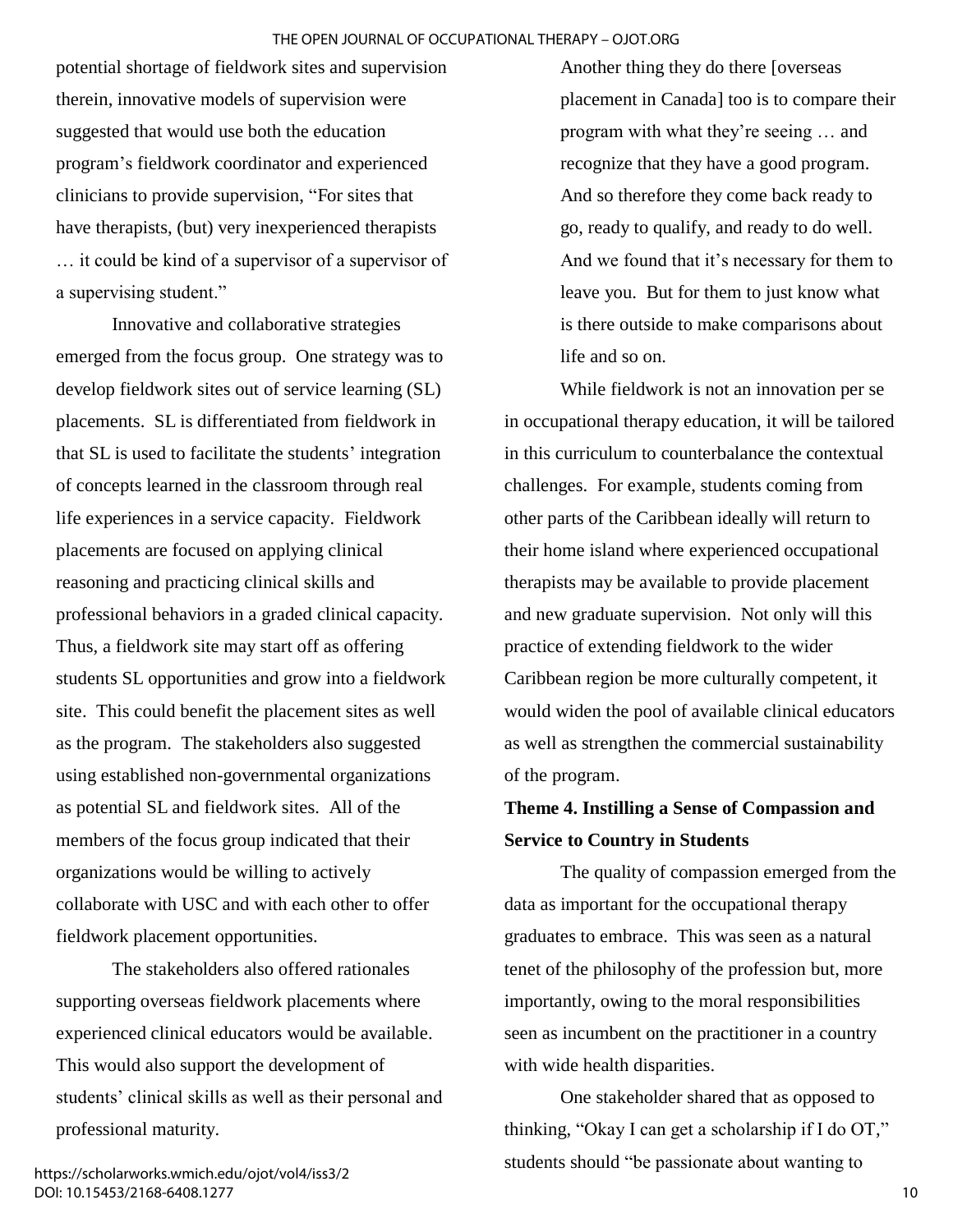potential shortage of fieldwork sites and supervision therein, innovative models of supervision were suggested that would use both the education program's fieldwork coordinator and experienced clinicians to provide supervision, "For sites that have therapists, (but) very inexperienced therapists … it could be kind of a supervisor of a supervisor of a supervising student."

Innovative and collaborative strategies emerged from the focus group. One strategy was to develop fieldwork sites out of service learning (SL) placements. SL is differentiated from fieldwork in that SL is used to facilitate the students' integration of concepts learned in the classroom through real life experiences in a service capacity. Fieldwork placements are focused on applying clinical reasoning and practicing clinical skills and professional behaviors in a graded clinical capacity. Thus, a fieldwork site may start off as offering students SL opportunities and grow into a fieldwork site. This could benefit the placement sites as well as the program. The stakeholders also suggested using established non-governmental organizations as potential SL and fieldwork sites. All of the members of the focus group indicated that their organizations would be willing to actively collaborate with USC and with each other to offer fieldwork placement opportunities.

The stakeholders also offered rationales supporting overseas fieldwork placements where experienced clinical educators would be available. This would also support the development of students' clinical skills as well as their personal and professional maturity.

> Another thing they do there [overseas placement in Canada] too is to compare their program with what they're seeing … and recognize that they have a good program. And so therefore they come back ready to go, ready to qualify, and ready to do well. And we found that it's necessary for them to leave you. But for them to just know what is there outside to make comparisons about life and so on.

While fieldwork is not an innovation per se in occupational therapy education, it will be tailored in this curriculum to counterbalance the contextual challenges. For example, students coming from other parts of the Caribbean ideally will return to their home island where experienced occupational therapists may be available to provide placement and new graduate supervision. Not only will this practice of extending fieldwork to the wider Caribbean region be more culturally competent, it would widen the pool of available clinical educators as well as strengthen the commercial sustainability of the program.

**Theme 4. Instilling a Sense of Compassion and Service to Country in Students**

The quality of compassion emerged from the data as important for the occupational therapy graduates to embrace. This was seen as a natural tenet of the philosophy of the profession but, more importantly, owing to the moral responsibilities seen as incumbent on the practitioner in a country with wide health disparities.

One stakeholder shared that as opposed to thinking, "Okay I can get a scholarship if I do OT," students should "be passionate about wanting to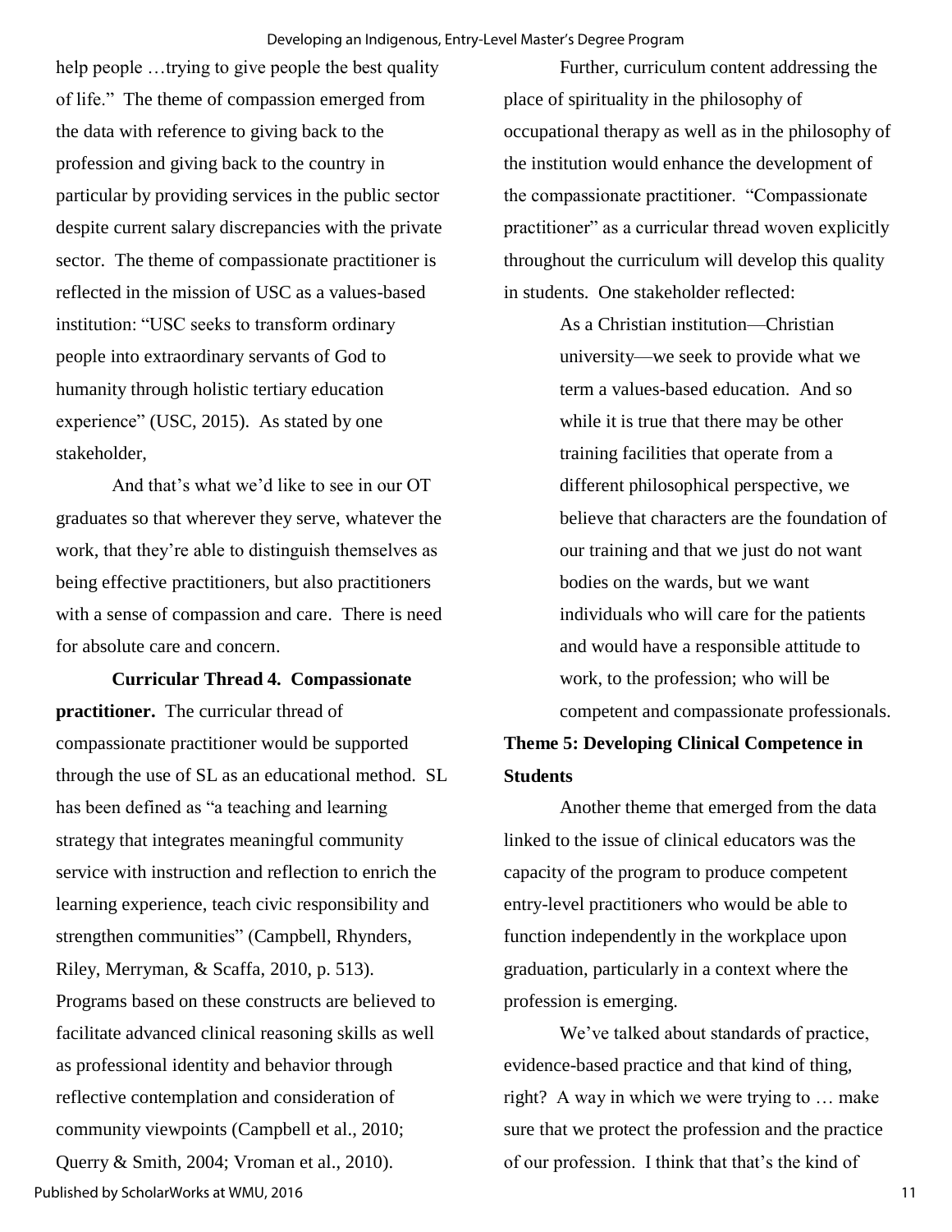help people …trying to give people the best quality of life." The theme of compassion emerged from the data with reference to giving back to the profession and giving back to the country in particular by providing services in the public sector despite current salary discrepancies with the private sector. The theme of compassionate practitioner is reflected in the mission of USC as a values-based institution: "USC seeks to transform ordinary people into extraordinary servants of God to humanity through holistic tertiary education experience" (USC, 2015). As stated by one stakeholder,

> And that's what we'd like to see in our OT graduates so that wherever they serve, whatever the work, that they're able to distinguish themselves as being effective practitioners, but also practitioners with a sense of compassion and care. There is need for absolute care and concern.

**Curricular Thread 4. Compassionate practitioner.** The curricular thread of compassionate practitioner would be supported through the use of SL as an educational method. SL has been defined as "a teaching and learning strategy that integrates meaningful community service with instruction and reflection to enrich the learning experience, teach civic responsibility and strengthen communities" (Campbell, Rhynders, Riley, Merryman, & Scaffa, 2010, p. 513). Programs based on these constructs are believed to facilitate advanced clinical reasoning skills as well as professional identity and behavior through reflective contemplation and consideration of community viewpoints (Campbell et al., 2010; Querry & Smith, 2004; Vroman et al., 2010).

Further, curriculum content addressing the place of spirituality in the philosophy of occupational therapy as well as in the philosophy of the institution would enhance the development of the compassionate practitioner. "Compassionate practitioner" as a curricular thread woven explicitly throughout the curriculum will develop this quality in students. One stakeholder reflected:

> As a Christian institution—Christian university—we seek to provide what we term a values-based education. And so while it is true that there may be other training facilities that operate from a different philosophical perspective, we believe that characters are the foundation of our training and that we just do not want bodies on the wards, but we want individuals who will care for the patients and would have a responsible attitude to work, to the profession; who will be competent and compassionate professionals.

### Theme 5: Developing Clinical Competence in Students

Another theme that emerged from the data linked to the issue of clinical educators was the capacity of the program to produce competent entry-level practitioners who would be able to function independently in the workplace upon graduation, particularly in a context where the profession is emerging.

> We've talked about standards of practice, evidence-based practice and that kind of thing, right? A way in which we were trying to … make sure that we protect the profession and the practice of our profession. I think that that's the kind of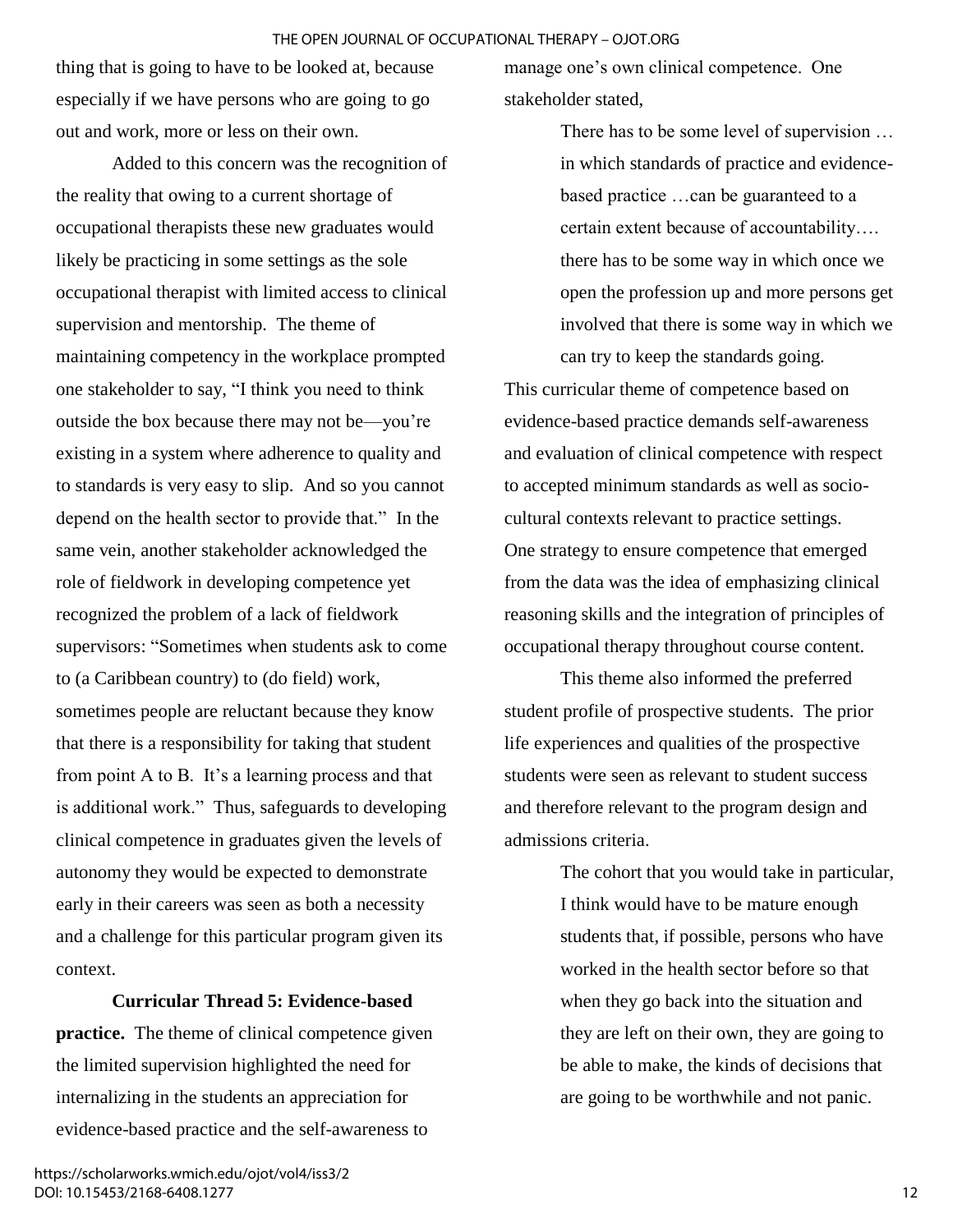thing that is going to have to be looked at, because especially if we have persons who are going to go out and work, more or less on their own.

Added to this concern was the recognition of the reality that owing to a current shortage of occupational therapists these new graduates would likely be practicing in some settings as the sole occupational therapist with limited access to clinical supervision and mentorship. The theme of maintaining competency in the workplace prompted one stakeholder to say, "I think you need to think outside the box because there may not be—you're existing in a system where adherence to quality and to standards is very easy to slip. And so you cannot depend on the health sector to provide that." In the same vein, another stakeholder acknowledged the role of fieldwork in developing competence yet recognized the problem of a lack of fieldwork supervisors: "Sometimes when students ask to come to (a Caribbean country) to (do field) work, sometimes people are reluctant because they know that there is a responsibility for taking that student from point A to B. It's a learning process and that is additional work." Thus, safeguards to developing clinical competence in graduates given the levels of autonomy they would be expected to demonstrate early in their careers was seen as both a necessity and a challenge for this particular program given its context.

**Curricular Thread 5: Evidence-based practice.** The theme of clinical competence given the limited supervision highlighted the need for internalizing in the students an appreciation for evidence-based practice and the self-awareness to manage one's own clinical competence. One stakeholder stated,

> There has to be some level of supervision … in which standards of practice and evidence-based practice …can be guaranteed to a certain extent because of accountability…. there has to be some way in which once we open the profession up and more persons get involved that there is some way in which we can try to keep the standards going.

This curricular theme of competence based on evidence-based practice demands self-awareness and evaluation of clinical competence with respect to accepted minimum standards as well as socio-cultural contexts relevant to practice settings. One strategy to ensure competence that emerged from the data was the idea of emphasizing clinical reasoning skills and the integration of principles of occupational therapy throughout course content.

This theme also informed the preferred student profile of prospective students. The prior life experiences and qualities of the prospective students were seen as relevant to student success and therefore relevant to the program design and admissions criteria.

> The cohort that you would take in particular, I think would have to be mature enough students that, if possible, persons who have worked in the health sector before so that when they go back into the situation and they are left on their own, they are going to be able to make, the kinds of decisions that are going to be worthwhile and not panic.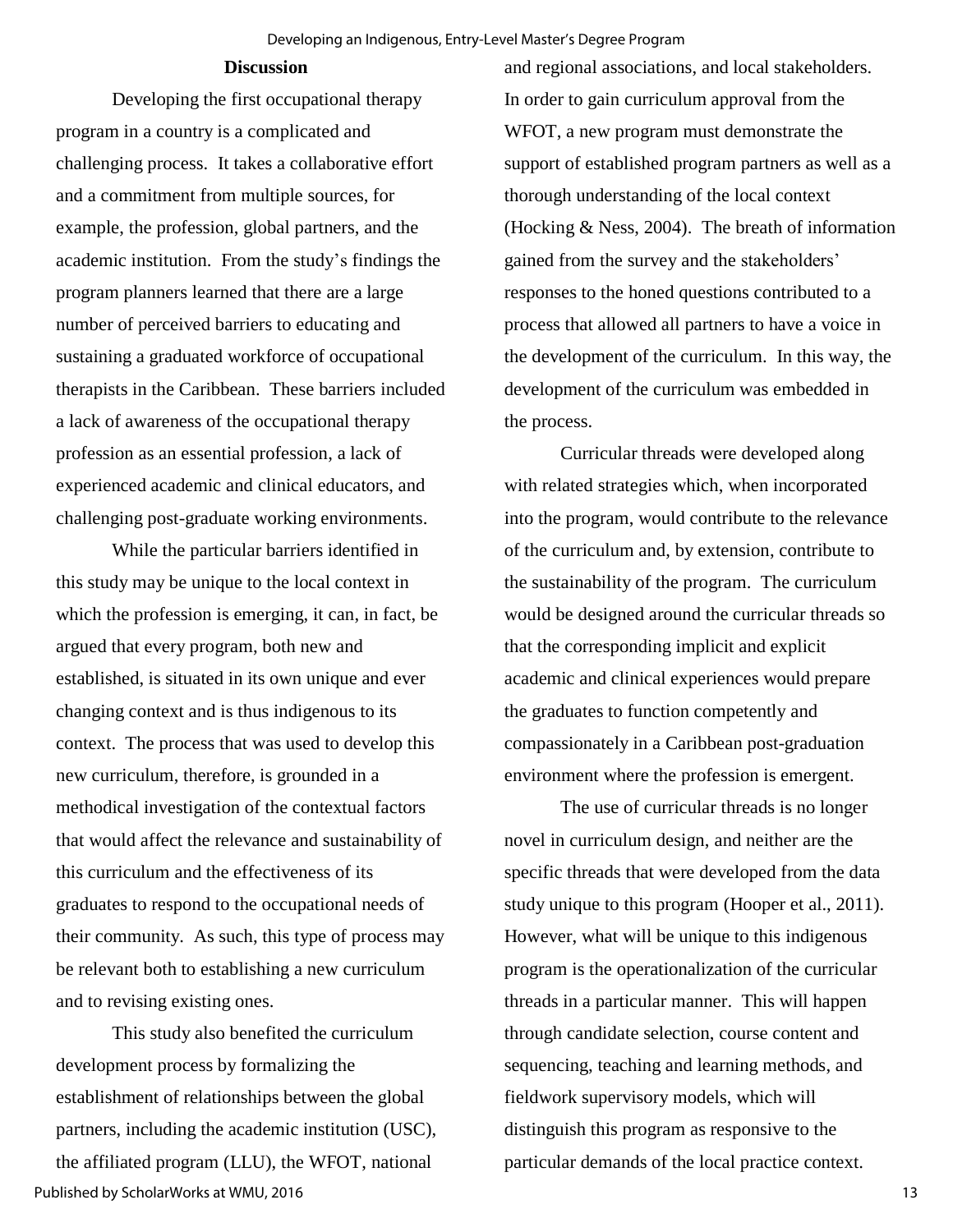## Discussion

Developing the first occupational therapy program in a country is a complicated and challenging process. It takes a collaborative effort and a commitment from multiple sources, for example, the profession, global partners, and the academic institution. From the study's findings the program planners learned that there are a large number of perceived barriers to educating and sustaining a graduated workforce of occupational therapists in the Caribbean. These barriers included a lack of awareness of the occupational therapy profession as an essential profession, a lack of experienced academic and clinical educators, and challenging post-graduate working environments.

While the particular barriers identified in this study may be unique to the local context in which the profession is emerging, it can, in fact, be argued that every program, both new and established, is situated in its own unique and ever changing context and is thus indigenous to its context. The process that was used to develop this new curriculum, therefore, is grounded in a methodical investigation of the contextual factors that would affect the relevance and sustainability of this curriculum and the effectiveness of its graduates to respond to the occupational needs of their community. As such, this type of process may be relevant both to establishing a new curriculum and to revising existing ones.

This study also benefited the curriculum development process by formalizing the establishment of relationships between the global partners, including the academic institution (USC), the affiliated program (LLU), the WFOT, national and regional associations, and local stakeholders. In order to gain curriculum approval from the WFOT, a new program must demonstrate the support of established program partners as well as a thorough understanding of the local context (Hocking & Ness, 2004). The breath of information gained from the survey and the stakeholders' responses to the honed questions contributed to a process that allowed all partners to have a voice in the development of the curriculum. In this way, the development of the curriculum was embedded in the process.

Curricular threads were developed along with related strategies which, when incorporated into the program, would contribute to the relevance of the curriculum and, by extension, contribute to the sustainability of the program. The curriculum would be designed around the curricular threads so that the corresponding implicit and explicit academic and clinical experiences would prepare the graduates to function competently and compassionately in a Caribbean post-graduation environment where the profession is emergent.

The use of curricular threads is no longer novel in curriculum design, and neither are the specific threads that were developed from the data study unique to this program (Hooper et al., 2011). However, what will be unique to this indigenous program is the operationalization of the curricular threads in a particular manner. This will happen through candidate selection, course content and sequencing, teaching and learning methods, and fieldwork supervisory models, which will distinguish this program as responsive to the particular demands of the local practice context.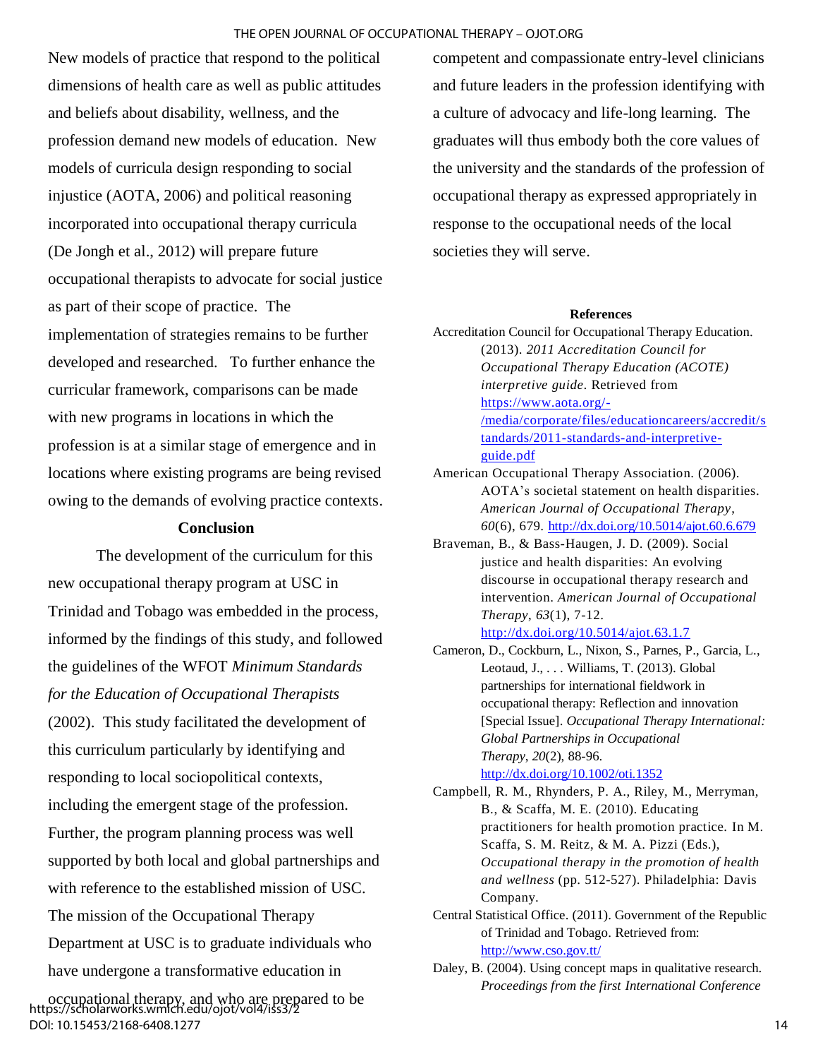New models of practice that respond to the political dimensions of health care as well as public attitudes and beliefs about disability, wellness, and the profession demand new models of education. New models of curricula design responding to social injustice (AOTA, 2006) and political reasoning incorporated into occupational therapy curricula (De Jongh et al., 2012) will prepare future occupational therapists to advocate for social justice as part of their scope of practice. The implementation of strategies remains to be further developed and researched. To further enhance the curricular framework, comparisons can be made with new programs in locations in which the profession is at a similar stage of emergence and in locations where existing programs are being revised owing to the demands of evolving practice contexts.

## Conclusion

The development of the curriculum for this new occupational therapy program at USC in Trinidad and Tobago was embedded in the process, informed by the findings of this study, and followed the guidelines of the WFOT *Minimum Standards for the Education of Occupational Therapists* (2002). This study facilitated the development of this curriculum particularly by identifying and responding to local sociopolitical contexts, including the emergent stage of the profession. Further, the program planning process was well supported by both local and global partnerships and with reference to the established mission of USC. The mission of the Occupational Therapy Department at USC is to graduate individuals who have undergone a transformative education in occupational therapy, and who are prepared to be competent and compassionate entry-level clinicians and future leaders in the profession identifying with a culture of advocacy and life-long learning. The graduates will thus embody both the core values of the university and the standards of the profession of occupational therapy as expressed appropriately in response to the occupational needs of the local societies they will serve.

## References

Accreditation Council for Occupational Therapy Education. (2013). *2011 Accreditation Council for Occupational Therapy Education (ACOTE) interpretive guide*. Retrieved from https://www.aota.org/-/media/corporate/files/educationcareers/accredit/standards/2011-standards-and-interpretive-guide.pdf

American Occupational Therapy Association. (2006). AOTA's societal statement on health disparities. *American Journal of Occupational Therapy*, *60*(6), 679. http://dx.doi.org/10.5014/ajot.60.6.679

Braveman, B., & Bass-Haugen, J. D. (2009). Social justice and health disparities: An evolving discourse in occupational therapy research and intervention. *American Journal of Occupational Therapy*, *63*(1), 7-12. http://dx.doi.org/10.5014/ajot.63.1.7

Cameron, D., Cockburn, L., Nixon, S., Parnes, P., Garcia, L., Leotaud, J., . . . Williams, T. (2013). Global partnerships for international fieldwork in occupational therapy: Reflection and innovation [Special Issue]. *Occupational Therapy International: Global Partnerships in Occupational Therapy, 20*(2), 88-96. http://dx.doi.org/10.1002/oti.1352

Campbell, R. M., Rhynders, P. A., Riley, M., Merryman, B., & Scaffa, M. E. (2010). Educating practitioners for health promotion practice. In M. Scaffa, S. M. Reitz, & M. A. Pizzi (Eds.), *Occupational therapy in the promotion of health and wellness* (pp. 512-527). Philadelphia: Davis Company.

Central Statistical Office. (2011). Government of the Republic of Trinidad and Tobago. Retrieved from: http://www.cso.gov.tt/

Daley, B. (2004). Using concept maps in qualitative research. *Proceedings from the first International Conference*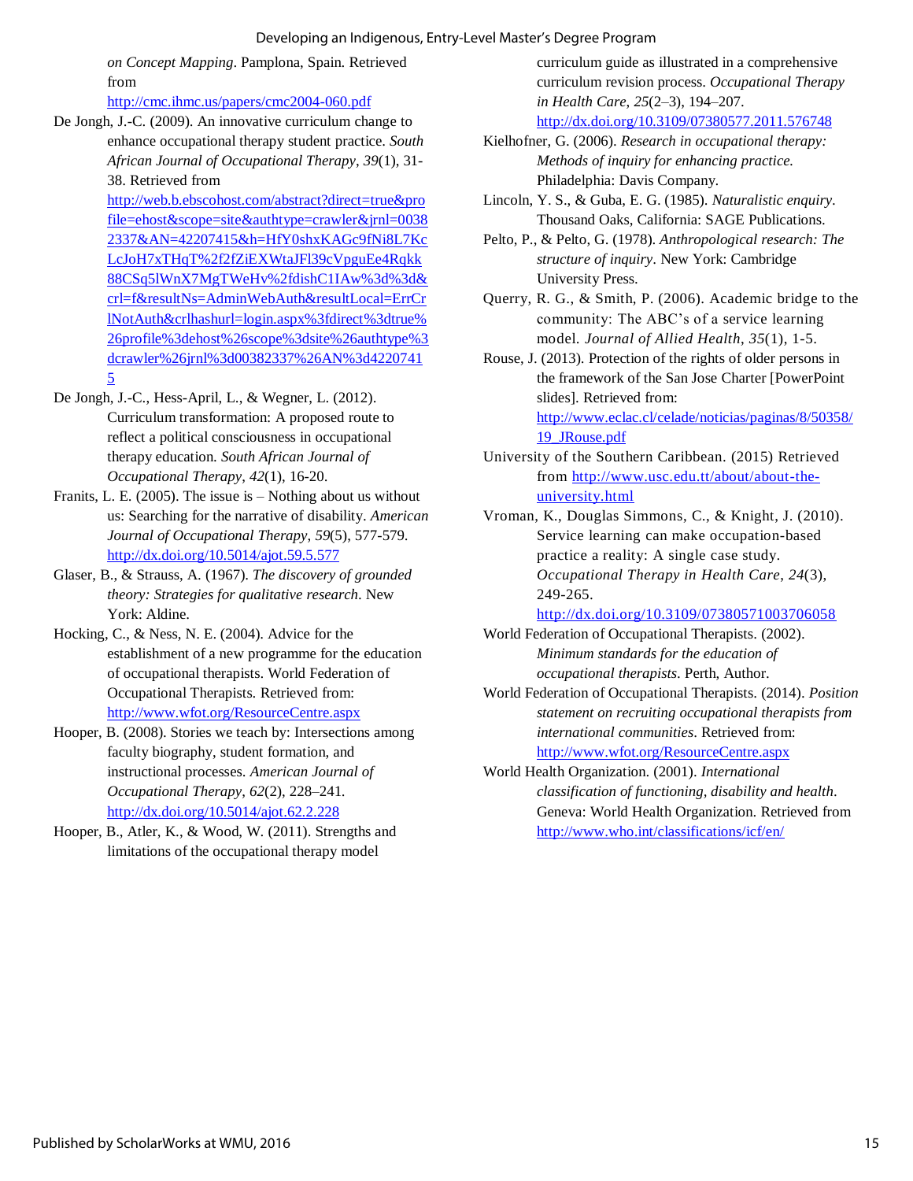*on Concept Mapping*. Pamplona, Spain. Retrieved from http://cmc.ihmc.us/papers/cmc2004-060.pdf

De Jongh, J.-C. (2009). An innovative curriculum change to enhance occupational therapy student practice. *South African Journal of Occupational Therapy*, *39*(1), 31-38. Retrieved from http://web.b.ebscohost.com/abstract?direct=true&profile=ehost&scope=site&authtype=crawler&jrnl=00382337&AN=42207415&h=HfY0shxKAGc9fNi8L7KcLcJoH7xTHqT%2f2fZiEXWtaJFl39cVpguEe4Rqkk88CSq5lWnX7MgTWeHv%2fdishC1IAw%3d%3d&crl=f&resultNs=AdminWebAuth&resultLocal=ErrCrlNotAuth&crlhashurl=login.aspx%3fdirect%3dtrue%26profile%3dehost%26scope%3dsite%26authtype%3dcrawler%26jrnl%3d00382337%26AN%3d42207415

De Jongh, J.-C., Hess-April, L., & Wegner, L. (2012). Curriculum transformation: A proposed route to reflect a political consciousness in occupational therapy education. *South African Journal of Occupational Therapy*, *42*(1), 16-20.

Franits, L. E. (2005). The issue is – Nothing about us without us: Searching for the narrative of disability. *American Journal of Occupational Therapy*, *59*(5), 577-579. http://dx.doi.org/10.5014/ajot.59.5.577

Glaser, B., & Strauss, A. (1967). *The discovery of grounded theory: Strategies for qualitative research*. New York: Aldine.

Hocking, C., & Ness, N. E. (2004). Advice for the establishment of a new programme for the education of occupational therapists. World Federation of Occupational Therapists. Retrieved from: http://www.wfot.org/ResourceCentre.aspx

Hooper, B. (2008). Stories we teach by: Intersections among faculty biography, student formation, and instructional processes. *American Journal of Occupational Therapy*, *62*(2), 228–241. http://dx.doi.org/10.5014/ajot.62.2.228

Hooper, B., Atler, K., & Wood, W. (2011). Strengths and limitations of the occupational therapy model curriculum guide as illustrated in a comprehensive curriculum revision process. *Occupational Therapy in Health Care*, *25*(2–3), 194–207. http://dx.doi.org/10.3109/07380577.2011.576748

Kielhofner, G. (2006). *Research in occupational therapy: Methods of inquiry for enhancing practice.* Philadelphia: Davis Company.

Lincoln, Y. S., & Guba, E. G. (1985). *Naturalistic enquiry*. Thousand Oaks, California: SAGE Publications.

Pelto, P., & Pelto, G. (1978). *Anthropological research: The structure of inquiry*. New York: Cambridge University Press.

Querry, R. G., & Smith, P. (2006). Academic bridge to the community: The ABC's of a service learning model. *Journal of Allied Health*, *35*(1), 1-5.

Rouse, J. (2013). Protection of the rights of older persons in the framework of the San Jose Charter [PowerPoint slides]. Retrieved from: http://www.eclac.cl/celade/noticias/paginas/8/50358/19_JRouse.pdf

University of the Southern Caribbean. (2015) Retrieved from http://www.usc.edu.tt/about/about-the-university.html

Vroman, K., Douglas Simmons, C., & Knight, J. (2010). Service learning can make occupation-based practice a reality: A single case study. *Occupational Therapy in Health Care*, *24*(3), 249-265. http://dx.doi.org/10.3109/07380571003706058

World Federation of Occupational Therapists. (2002). *Minimum standards for the education of occupational therapists*. Perth, Author.

World Federation of Occupational Therapists. (2014). *Position statement on recruiting occupational therapists from international communities*. Retrieved from: http://www.wfot.org/ResourceCentre.aspx

World Health Organization. (2001). *International classification of functioning, disability and health*. Geneva: World Health Organization. Retrieved from http://www.who.int/classifications/icf/en/